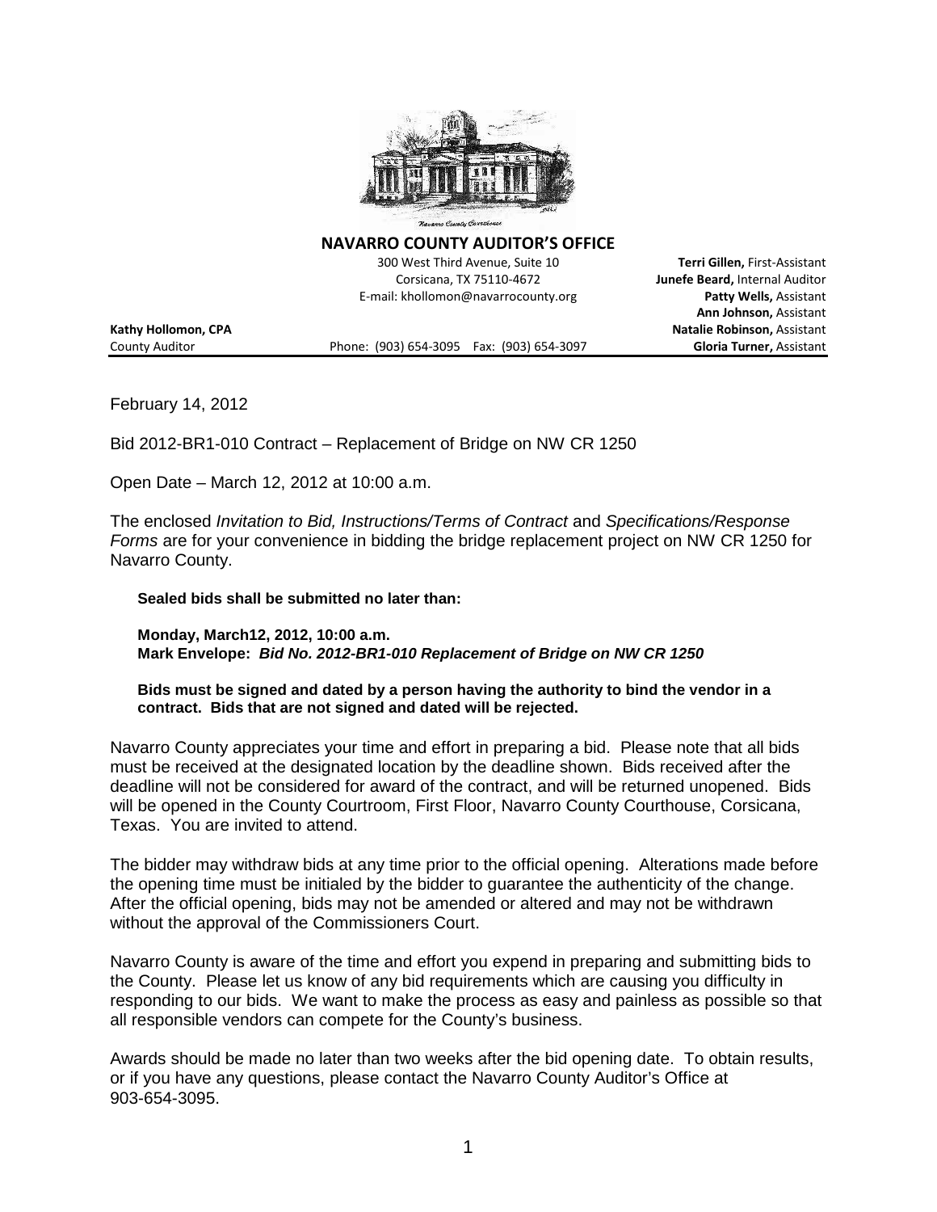# NAVARRO COUNTY AUDITOR'S OFFICE

300 West Third Avenue, Suite 10
Corsicana, TX 75110-4672
E-mail: khollomon@navarrocounty.org

**Terri Gillen,** First-Assistant
**Junefe Beard,** Internal Auditor
**Patty Wells,** Assistant
**Ann Johnson,** Assistant
**Natalie Robinson,** Assistant
**Gloria Turner,** Assistant

**Kathy Hollomon, CPA**
County Auditor

Phone: (903) 654-3095 Fax: (903) 654-3097

---

February 14, 2012

Bid 2012-BR1-010 Contract – Replacement of Bridge on NW CR 1250

Open Date – March 12, 2012 at 10:00 a.m.

The enclosed *Invitation to Bid, Instructions/Terms of Contract* and *Specifications/Response Forms* are for your convenience in bidding the bridge replacement project on NW CR 1250 for Navarro County.

**Sealed bids shall be submitted no later than:**

**Monday, March12, 2012, 10:00 a.m.**
**Mark Envelope:** ***Bid No. 2012-BR1-010 Replacement of Bridge on NW CR 1250***

**Bids must be signed and dated by a person having the authority to bind the vendor in a contract. Bids that are not signed and dated will be rejected.**

Navarro County appreciates your time and effort in preparing a bid. Please note that all bids must be received at the designated location by the deadline shown. Bids received after the deadline will not be considered for award of the contract, and will be returned unopened. Bids will be opened in the County Courtroom, First Floor, Navarro County Courthouse, Corsicana, Texas. You are invited to attend.

The bidder may withdraw bids at any time prior to the official opening. Alterations made before the opening time must be initialed by the bidder to guarantee the authenticity of the change. After the official opening, bids may not be amended or altered and may not be withdrawn without the approval of the Commissioners Court.

Navarro County is aware of the time and effort you expend in preparing and submitting bids to the County. Please let us know of any bid requirements which are causing you difficulty in responding to our bids. We want to make the process as easy and painless as possible so that all responsible vendors can compete for the County's business.

Awards should be made no later than two weeks after the bid opening date. To obtain results, or if you have any questions, please contact the Navarro County Auditor's Office at 903-654-3095.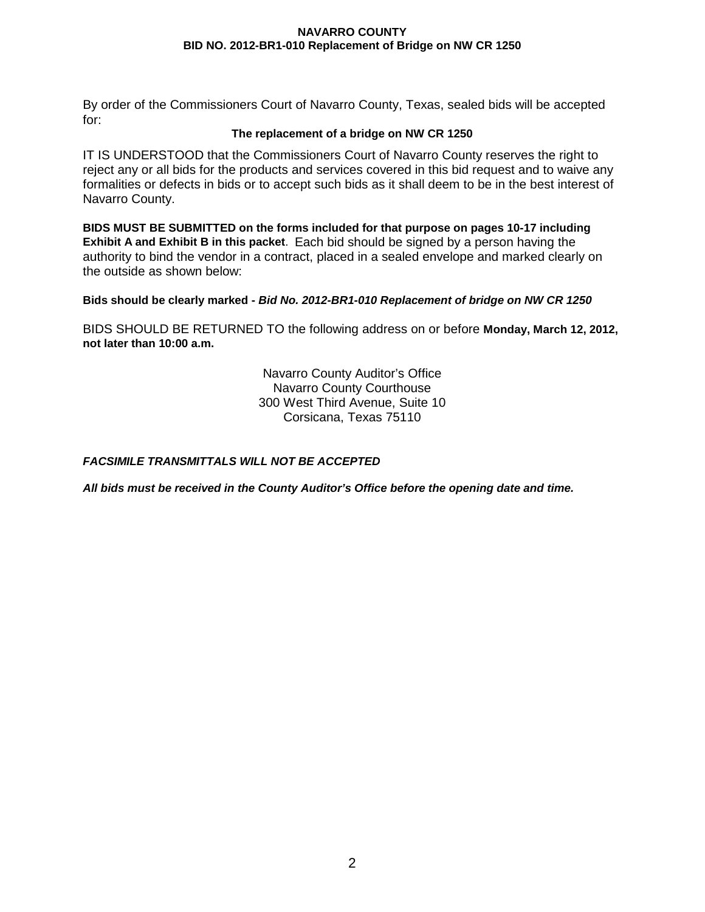By order of the Commissioners Court of Navarro County, Texas, sealed bids will be accepted for:

**The replacement of a bridge on NW CR 1250**

IT IS UNDERSTOOD that the Commissioners Court of Navarro County reserves the right to reject any or all bids for the products and services covered in this bid request and to waive any formalities or defects in bids or to accept such bids as it shall deem to be in the best interest of Navarro County.

**BIDS MUST BE SUBMITTED on the forms included for that purpose on pages 10-17 including Exhibit A and Exhibit B in this packet**. Each bid should be signed by a person having the authority to bind the vendor in a contract, placed in a sealed envelope and marked clearly on the outside as shown below:

**Bids should be clearly marked - *Bid No. 2012-BR1-010 Replacement of bridge on NW CR 1250***

BIDS SHOULD BE RETURNED TO the following address on or before **Monday, March 12, 2012, not later than 10:00 a.m.**

Navarro County Auditor's Office
Navarro County Courthouse
300 West Third Avenue, Suite 10
Corsicana, Texas 75110

***FACSIMILE TRANSMITTALS WILL NOT BE ACCEPTED***

***All bids must be received in the County Auditor's Office before the opening date and time.***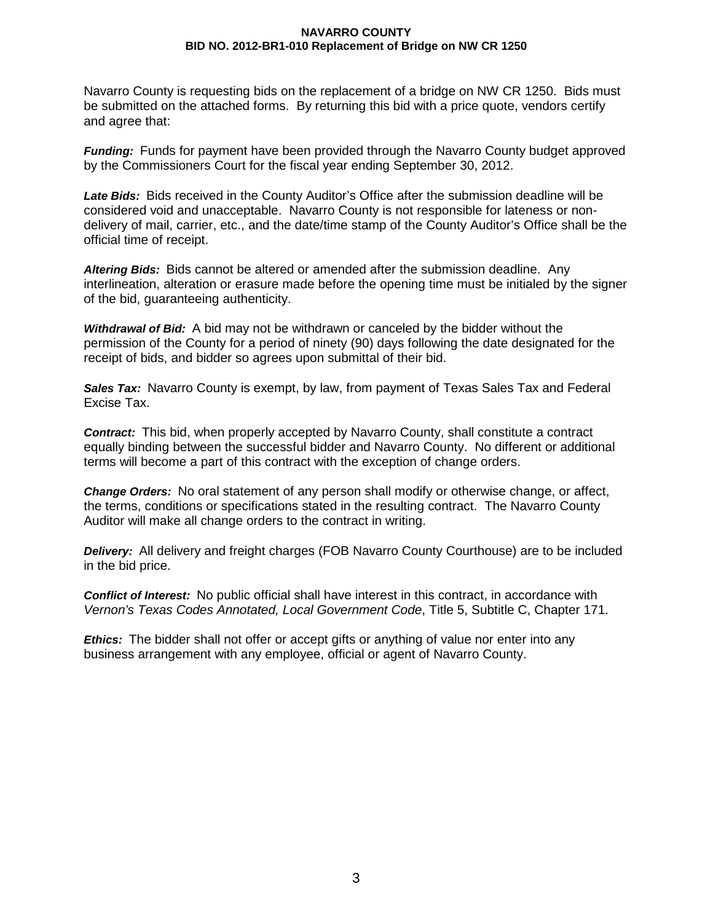Navarro County is requesting bids on the replacement of a bridge on NW CR 1250. Bids must be submitted on the attached forms. By returning this bid with a price quote, vendors certify and agree that:

***Funding:*** Funds for payment have been provided through the Navarro County budget approved by the Commissioners Court for the fiscal year ending September 30, 2012.

***Late Bids:*** Bids received in the County Auditor's Office after the submission deadline will be considered void and unacceptable. Navarro County is not responsible for lateness or non-delivery of mail, carrier, etc., and the date/time stamp of the County Auditor's Office shall be the official time of receipt.

***Altering Bids:*** Bids cannot be altered or amended after the submission deadline. Any interlineation, alteration or erasure made before the opening time must be initialed by the signer of the bid, guaranteeing authenticity.

***Withdrawal of Bid:*** A bid may not be withdrawn or canceled by the bidder without the permission of the County for a period of ninety (90) days following the date designated for the receipt of bids, and bidder so agrees upon submittal of their bid.

***Sales Tax:*** Navarro County is exempt, by law, from payment of Texas Sales Tax and Federal Excise Tax.

***Contract:*** This bid, when properly accepted by Navarro County, shall constitute a contract equally binding between the successful bidder and Navarro County. No different or additional terms will become a part of this contract with the exception of change orders.

***Change Orders:*** No oral statement of any person shall modify or otherwise change, or affect, the terms, conditions or specifications stated in the resulting contract. The Navarro County Auditor will make all change orders to the contract in writing.

***Delivery:*** All delivery and freight charges (FOB Navarro County Courthouse) are to be included in the bid price.

***Conflict of Interest:*** No public official shall have interest in this contract, in accordance with *Vernon's Texas Codes Annotated, Local Government Code*, Title 5, Subtitle C, Chapter 171.

***Ethics:*** The bidder shall not offer or accept gifts or anything of value nor enter into any business arrangement with any employee, official or agent of Navarro County.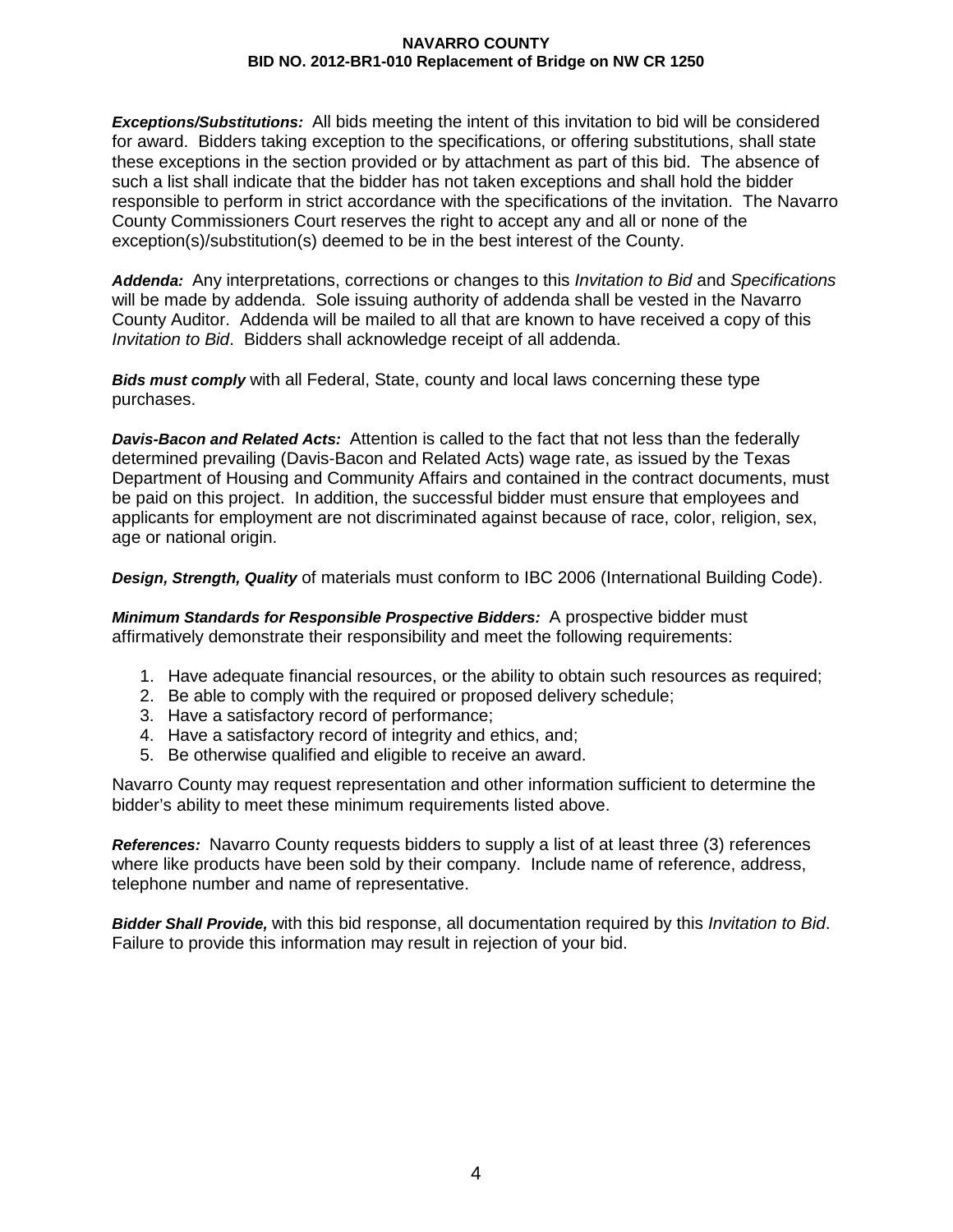***Exceptions/Substitutions:*** All bids meeting the intent of this invitation to bid will be considered for award. Bidders taking exception to the specifications, or offering substitutions, shall state these exceptions in the section provided or by attachment as part of this bid. The absence of such a list shall indicate that the bidder has not taken exceptions and shall hold the bidder responsible to perform in strict accordance with the specifications of the invitation. The Navarro County Commissioners Court reserves the right to accept any and all or none of the exception(s)/substitution(s) deemed to be in the best interest of the County.

***Addenda:*** Any interpretations, corrections or changes to this *Invitation to Bid* and *Specifications* will be made by addenda. Sole issuing authority of addenda shall be vested in the Navarro County Auditor. Addenda will be mailed to all that are known to have received a copy of this *Invitation to Bid*. Bidders shall acknowledge receipt of all addenda.

***Bids must comply*** with all Federal, State, county and local laws concerning these type purchases.

***Davis-Bacon and Related Acts:*** Attention is called to the fact that not less than the federally determined prevailing (Davis-Bacon and Related Acts) wage rate, as issued by the Texas Department of Housing and Community Affairs and contained in the contract documents, must be paid on this project. In addition, the successful bidder must ensure that employees and applicants for employment are not discriminated against because of race, color, religion, sex, age or national origin.

***Design, Strength, Quality*** of materials must conform to IBC 2006 (International Building Code).

***Minimum Standards for Responsible Prospective Bidders:*** A prospective bidder must affirmatively demonstrate their responsibility and meet the following requirements:

1. Have adequate financial resources, or the ability to obtain such resources as required;
2. Be able to comply with the required or proposed delivery schedule;
3. Have a satisfactory record of performance;
4. Have a satisfactory record of integrity and ethics, and;
5. Be otherwise qualified and eligible to receive an award.

Navarro County may request representation and other information sufficient to determine the bidder's ability to meet these minimum requirements listed above.

***References:*** Navarro County requests bidders to supply a list of at least three (3) references where like products have been sold by their company. Include name of reference, address, telephone number and name of representative.

***Bidder Shall Provide,*** with this bid response, all documentation required by this *Invitation to Bid*. Failure to provide this information may result in rejection of your bid.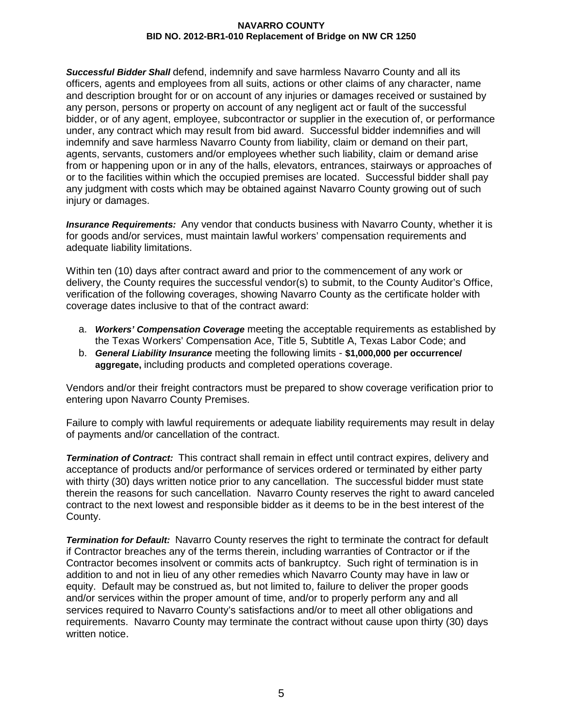***Successful Bidder Shall*** defend, indemnify and save harmless Navarro County and all its officers, agents and employees from all suits, actions or other claims of any character, name and description brought for or on account of any injuries or damages received or sustained by any person, persons or property on account of any negligent act or fault of the successful bidder, or of any agent, employee, subcontractor or supplier in the execution of, or performance under, any contract which may result from bid award. Successful bidder indemnifies and will indemnify and save harmless Navarro County from liability, claim or demand on their part, agents, servants, customers and/or employees whether such liability, claim or demand arise from or happening upon or in any of the halls, elevators, entrances, stairways or approaches of or to the facilities within which the occupied premises are located. Successful bidder shall pay any judgment with costs which may be obtained against Navarro County growing out of such injury or damages.

***Insurance Requirements:*** Any vendor that conducts business with Navarro County, whether it is for goods and/or services, must maintain lawful workers' compensation requirements and adequate liability limitations.

Within ten (10) days after contract award and prior to the commencement of any work or delivery, the County requires the successful vendor(s) to submit, to the County Auditor's Office, verification of the following coverages, showing Navarro County as the certificate holder with coverage dates inclusive to that of the contract award:

a. ***Workers' Compensation Coverage*** meeting the acceptable requirements as established by the Texas Workers' Compensation Ace, Title 5, Subtitle A, Texas Labor Code; and
b. ***General Liability Insurance*** meeting the following limits - **$1,000,000 per occurrence/ aggregate,** including products and completed operations coverage.

Vendors and/or their freight contractors must be prepared to show coverage verification prior to entering upon Navarro County Premises.

Failure to comply with lawful requirements or adequate liability requirements may result in delay of payments and/or cancellation of the contract.

***Termination of Contract:*** This contract shall remain in effect until contract expires, delivery and acceptance of products and/or performance of services ordered or terminated by either party with thirty (30) days written notice prior to any cancellation. The successful bidder must state therein the reasons for such cancellation. Navarro County reserves the right to award canceled contract to the next lowest and responsible bidder as it deems to be in the best interest of the County.

***Termination for Default:*** Navarro County reserves the right to terminate the contract for default if Contractor breaches any of the terms therein, including warranties of Contractor or if the Contractor becomes insolvent or commits acts of bankruptcy. Such right of termination is in addition to and not in lieu of any other remedies which Navarro County may have in law or equity. Default may be construed as, but not limited to, failure to deliver the proper goods and/or services within the proper amount of time, and/or to properly perform any and all services required to Navarro County's satisfactions and/or to meet all other obligations and requirements. Navarro County may terminate the contract without cause upon thirty (30) days written notice.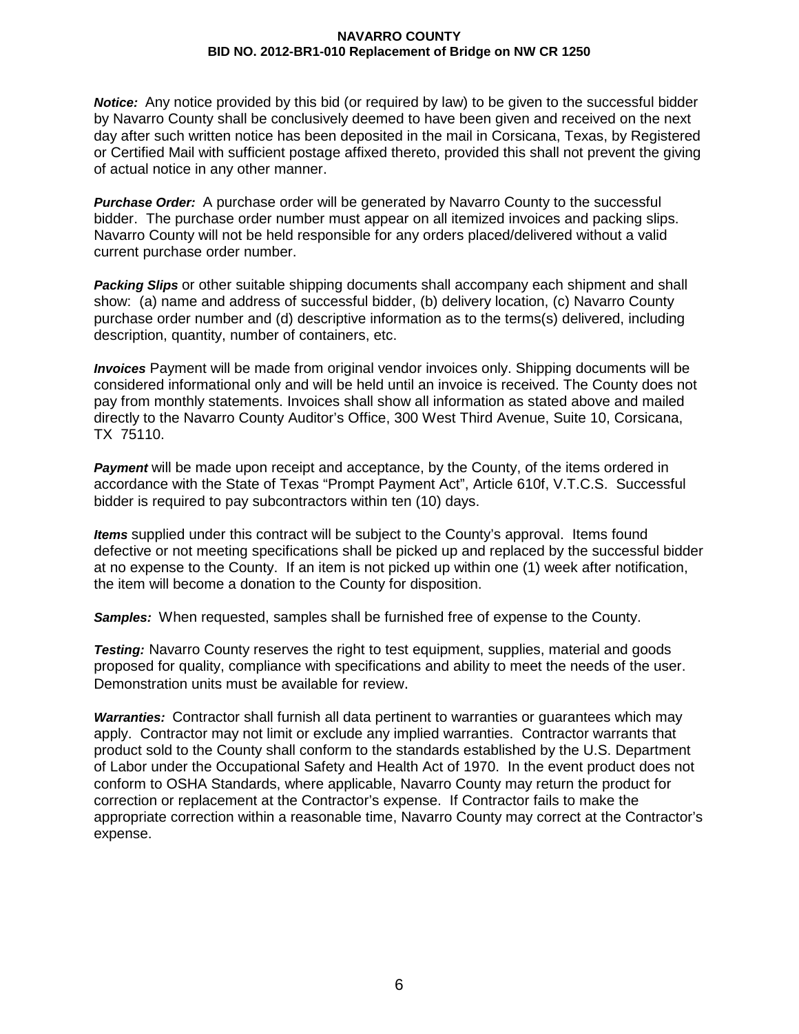***Notice:*** Any notice provided by this bid (or required by law) to be given to the successful bidder by Navarro County shall be conclusively deemed to have been given and received on the next day after such written notice has been deposited in the mail in Corsicana, Texas, by Registered or Certified Mail with sufficient postage affixed thereto, provided this shall not prevent the giving of actual notice in any other manner.

***Purchase Order:*** A purchase order will be generated by Navarro County to the successful bidder. The purchase order number must appear on all itemized invoices and packing slips. Navarro County will not be held responsible for any orders placed/delivered without a valid current purchase order number.

***Packing Slips*** or other suitable shipping documents shall accompany each shipment and shall show: (a) name and address of successful bidder, (b) delivery location, (c) Navarro County purchase order number and (d) descriptive information as to the terms(s) delivered, including description, quantity, number of containers, etc.

***Invoices*** Payment will be made from original vendor invoices only. Shipping documents will be considered informational only and will be held until an invoice is received. The County does not pay from monthly statements. Invoices shall show all information as stated above and mailed directly to the Navarro County Auditor's Office, 300 West Third Avenue, Suite 10, Corsicana, TX 75110.

***Payment*** will be made upon receipt and acceptance, by the County, of the items ordered in accordance with the State of Texas "Prompt Payment Act", Article 610f, V.T.C.S. Successful bidder is required to pay subcontractors within ten (10) days.

***Items*** supplied under this contract will be subject to the County's approval. Items found defective or not meeting specifications shall be picked up and replaced by the successful bidder at no expense to the County. If an item is not picked up within one (1) week after notification, the item will become a donation to the County for disposition.

***Samples:*** When requested, samples shall be furnished free of expense to the County.

***Testing:*** Navarro County reserves the right to test equipment, supplies, material and goods proposed for quality, compliance with specifications and ability to meet the needs of the user. Demonstration units must be available for review.

***Warranties:*** Contractor shall furnish all data pertinent to warranties or guarantees which may apply. Contractor may not limit or exclude any implied warranties. Contractor warrants that product sold to the County shall conform to the standards established by the U.S. Department of Labor under the Occupational Safety and Health Act of 1970. In the event product does not conform to OSHA Standards, where applicable, Navarro County may return the product for correction or replacement at the Contractor's expense. If Contractor fails to make the appropriate correction within a reasonable time, Navarro County may correct at the Contractor's expense.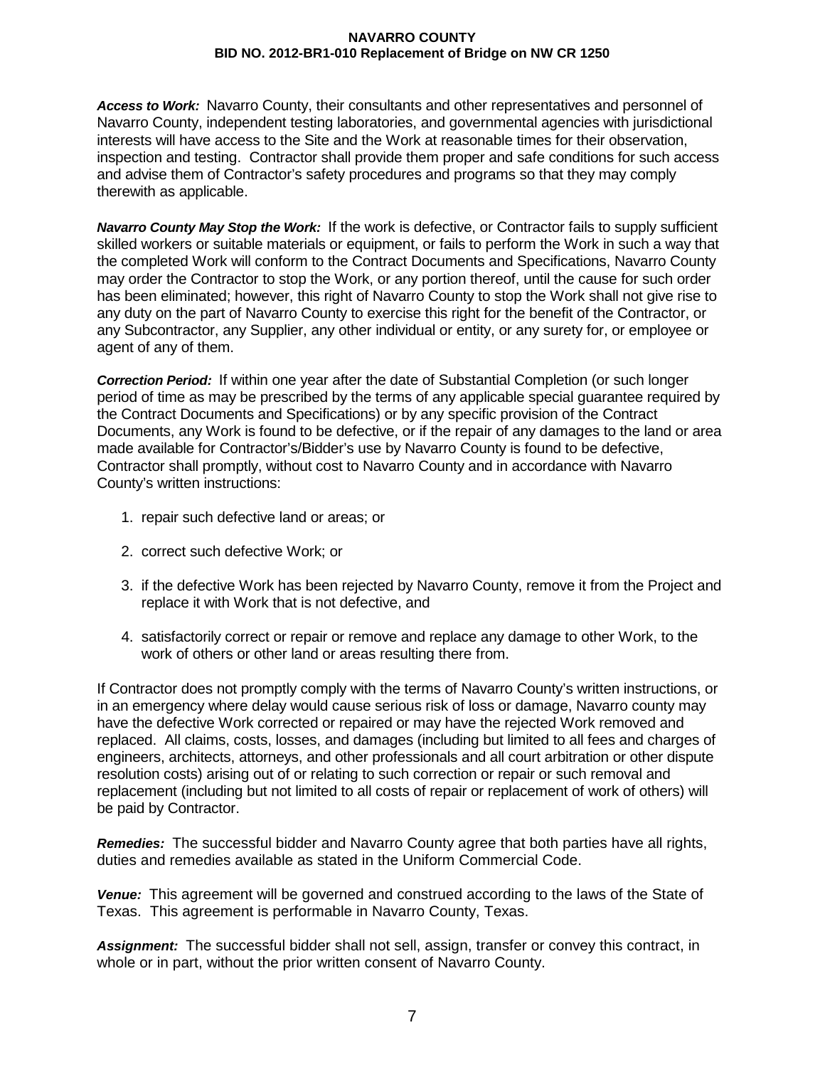***Access to Work:*** Navarro County, their consultants and other representatives and personnel of Navarro County, independent testing laboratories, and governmental agencies with jurisdictional interests will have access to the Site and the Work at reasonable times for their observation, inspection and testing. Contractor shall provide them proper and safe conditions for such access and advise them of Contractor's safety procedures and programs so that they may comply therewith as applicable.

***Navarro County May Stop the Work:*** If the work is defective, or Contractor fails to supply sufficient skilled workers or suitable materials or equipment, or fails to perform the Work in such a way that the completed Work will conform to the Contract Documents and Specifications, Navarro County may order the Contractor to stop the Work, or any portion thereof, until the cause for such order has been eliminated; however, this right of Navarro County to stop the Work shall not give rise to any duty on the part of Navarro County to exercise this right for the benefit of the Contractor, or any Subcontractor, any Supplier, any other individual or entity, or any surety for, or employee or agent of any of them.

***Correction Period:*** If within one year after the date of Substantial Completion (or such longer period of time as may be prescribed by the terms of any applicable special guarantee required by the Contract Documents and Specifications) or by any specific provision of the Contract Documents, any Work is found to be defective, or if the repair of any damages to the land or area made available for Contractor's/Bidder's use by Navarro County is found to be defective, Contractor shall promptly, without cost to Navarro County and in accordance with Navarro County's written instructions:

1. repair such defective land or areas; or
2. correct such defective Work; or
3. if the defective Work has been rejected by Navarro County, remove it from the Project and replace it with Work that is not defective, and
4. satisfactorily correct or repair or remove and replace any damage to other Work, to the work of others or other land or areas resulting there from.

If Contractor does not promptly comply with the terms of Navarro County's written instructions, or in an emergency where delay would cause serious risk of loss or damage, Navarro county may have the defective Work corrected or repaired or may have the rejected Work removed and replaced. All claims, costs, losses, and damages (including but limited to all fees and charges of engineers, architects, attorneys, and other professionals and all court arbitration or other dispute resolution costs) arising out of or relating to such correction or repair or such removal and replacement (including but not limited to all costs of repair or replacement of work of others) will be paid by Contractor.

***Remedies:*** The successful bidder and Navarro County agree that both parties have all rights, duties and remedies available as stated in the Uniform Commercial Code.

***Venue:*** This agreement will be governed and construed according to the laws of the State of Texas. This agreement is performable in Navarro County, Texas.

***Assignment:*** The successful bidder shall not sell, assign, transfer or convey this contract, in whole or in part, without the prior written consent of Navarro County.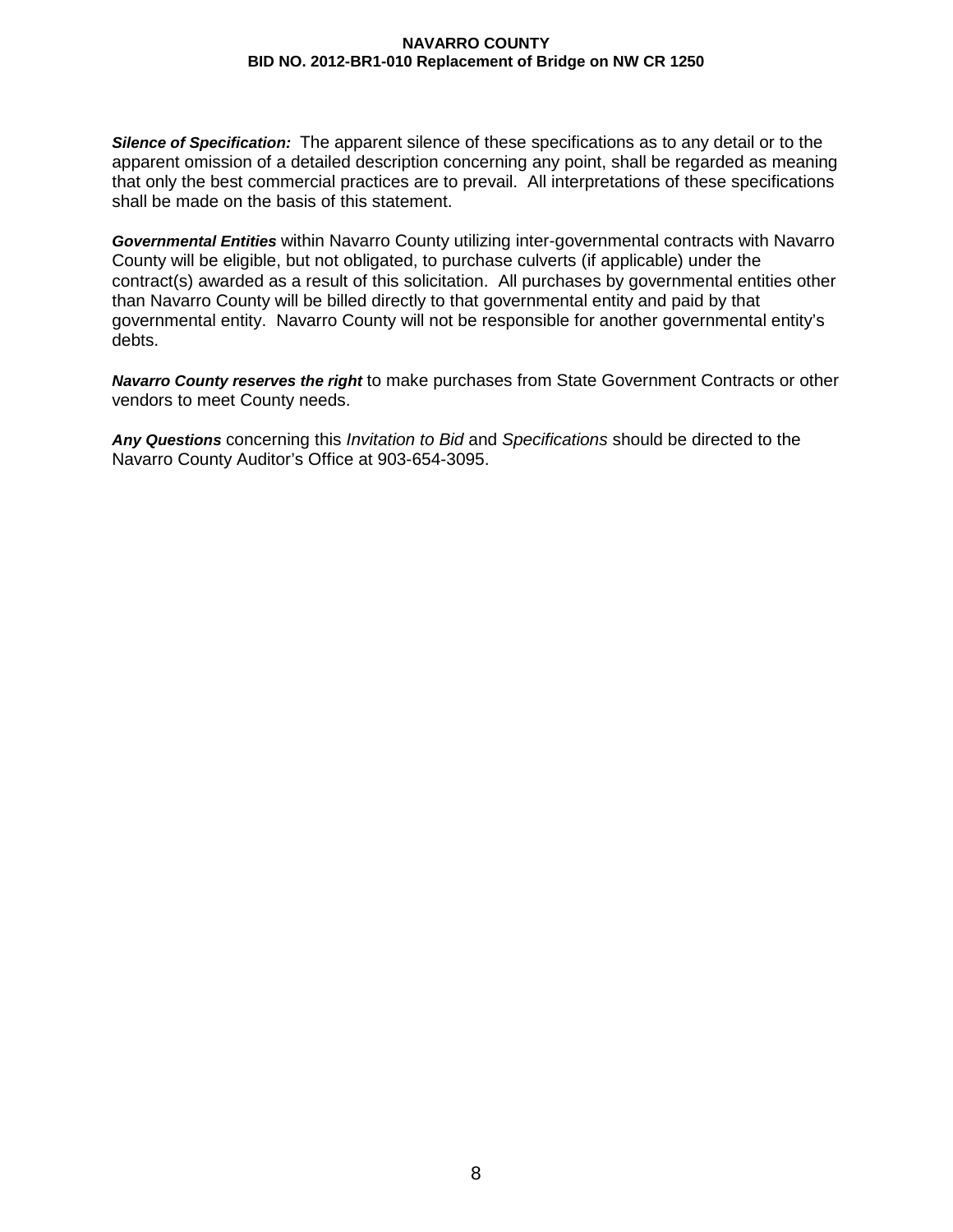***Silence of Specification:*** The apparent silence of these specifications as to any detail or to the apparent omission of a detailed description concerning any point, shall be regarded as meaning that only the best commercial practices are to prevail. All interpretations of these specifications shall be made on the basis of this statement.

***Governmental Entities*** within Navarro County utilizing inter-governmental contracts with Navarro County will be eligible, but not obligated, to purchase culverts (if applicable) under the contract(s) awarded as a result of this solicitation. All purchases by governmental entities other than Navarro County will be billed directly to that governmental entity and paid by that governmental entity. Navarro County will not be responsible for another governmental entity's debts.

***Navarro County reserves the right*** to make purchases from State Government Contracts or other vendors to meet County needs.

***Any Questions*** concerning this *Invitation to Bid* and *Specifications* should be directed to the Navarro County Auditor's Office at 903-654-3095.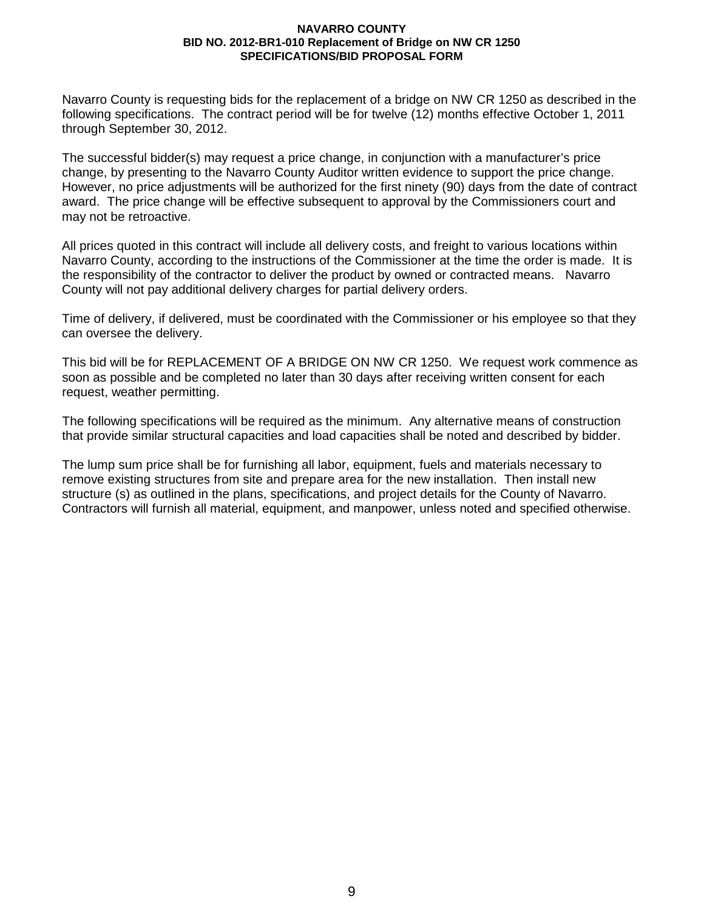**NAVARRO COUNTY**
**BID NO. 2012-BR1-010 Replacement of Bridge on NW CR 1250**
**SPECIFICATIONS/BID PROPOSAL FORM**

Navarro County is requesting bids for the replacement of a bridge on NW CR 1250 as described in the following specifications. The contract period will be for twelve (12) months effective October 1, 2011 through September 30, 2012.

The successful bidder(s) may request a price change, in conjunction with a manufacturer's price change, by presenting to the Navarro County Auditor written evidence to support the price change. However, no price adjustments will be authorized for the first ninety (90) days from the date of contract award. The price change will be effective subsequent to approval by the Commissioners court and may not be retroactive.

All prices quoted in this contract will include all delivery costs, and freight to various locations within Navarro County, according to the instructions of the Commissioner at the time the order is made. It is the responsibility of the contractor to deliver the product by owned or contracted means. Navarro County will not pay additional delivery charges for partial delivery orders.

Time of delivery, if delivered, must be coordinated with the Commissioner or his employee so that they can oversee the delivery.

This bid will be for REPLACEMENT OF A BRIDGE ON NW CR 1250. We request work commence as soon as possible and be completed no later than 30 days after receiving written consent for each request, weather permitting.

The following specifications will be required as the minimum. Any alternative means of construction that provide similar structural capacities and load capacities shall be noted and described by bidder.

The lump sum price shall be for furnishing all labor, equipment, fuels and materials necessary to remove existing structures from site and prepare area for the new installation. Then install new structure (s) as outlined in the plans, specifications, and project details for the County of Navarro. Contractors will furnish all material, equipment, and manpower, unless noted and specified otherwise.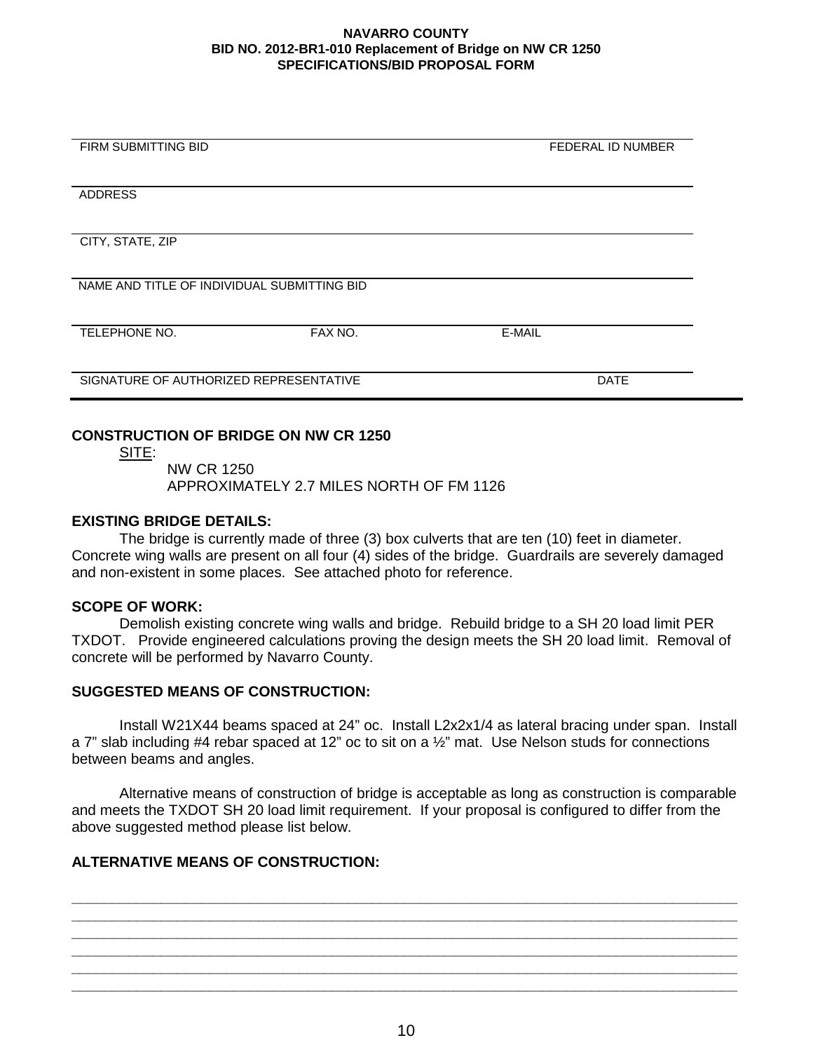**NAVARRO COUNTY**
**BID NO. 2012-BR1-010 Replacement of Bridge on NW CR 1250**
**SPECIFICATIONS/BID PROPOSAL FORM**

| FIRM SUBMITTING BID | | FEDERAL ID NUMBER |
|---|---|---|
| ADDRESS | | |
| CITY, STATE, ZIP | | |
| NAME AND TITLE OF INDIVIDUAL SUBMITTING BID | | |
| TELEPHONE NO. | FAX NO. | E-MAIL |
| SIGNATURE OF AUTHORIZED REPRESENTATIVE | | DATE |

**CONSTRUCTION OF BRIDGE ON NW CR 1250**

SITE:

NW CR 1250
APPROXIMATELY 2.7 MILES NORTH OF FM 1126

**EXISTING BRIDGE DETAILS:**

The bridge is currently made of three (3) box culverts that are ten (10) feet in diameter. Concrete wing walls are present on all four (4) sides of the bridge. Guardrails are severely damaged and non-existent in some places. See attached photo for reference.

**SCOPE OF WORK:**

Demolish existing concrete wing walls and bridge. Rebuild bridge to a SH 20 load limit PER TXDOT. Provide engineered calculations proving the design meets the SH 20 load limit. Removal of concrete will be performed by Navarro County.

**SUGGESTED MEANS OF CONSTRUCTION:**

Install W21X44 beams spaced at 24" oc. Install L2x2x1/4 as lateral bracing under span. Install a 7" slab including #4 rebar spaced at 12" oc to sit on a ½" mat. Use Nelson studs for connections between beams and angles.

Alternative means of construction of bridge is acceptable as long as construction is comparable and meets the TXDOT SH 20 load limit requirement. If your proposal is configured to differ from the above suggested method please list below.

**ALTERNATIVE MEANS OF CONSTRUCTION:**

\_\_\_\_\_\_\_\_\_\_\_\_\_\_\_\_\_\_\_\_\_\_\_\_\_\_\_\_\_\_\_\_\_\_\_\_\_\_\_\_\_\_\_\_\_\_\_\_\_\_\_\_\_\_\_\_\_\_\_\_\_\_\_\_\_\_\_\_\_\_\_\_\_\_\_\_\_\_

\_\_\_\_\_\_\_\_\_\_\_\_\_\_\_\_\_\_\_\_\_\_\_\_\_\_\_\_\_\_\_\_\_\_\_\_\_\_\_\_\_\_\_\_\_\_\_\_\_\_\_\_\_\_\_\_\_\_\_\_\_\_\_\_\_\_\_\_\_\_\_\_\_\_\_\_\_\_

\_\_\_\_\_\_\_\_\_\_\_\_\_\_\_\_\_\_\_\_\_\_\_\_\_\_\_\_\_\_\_\_\_\_\_\_\_\_\_\_\_\_\_\_\_\_\_\_\_\_\_\_\_\_\_\_\_\_\_\_\_\_\_\_\_\_\_\_\_\_\_\_\_\_\_\_\_\_

\_\_\_\_\_\_\_\_\_\_\_\_\_\_\_\_\_\_\_\_\_\_\_\_\_\_\_\_\_\_\_\_\_\_\_\_\_\_\_\_\_\_\_\_\_\_\_\_\_\_\_\_\_\_\_\_\_\_\_\_\_\_\_\_\_\_\_\_\_\_\_\_\_\_\_\_\_\_

\_\_\_\_\_\_\_\_\_\_\_\_\_\_\_\_\_\_\_\_\_\_\_\_\_\_\_\_\_\_\_\_\_\_\_\_\_\_\_\_\_\_\_\_\_\_\_\_\_\_\_\_\_\_\_\_\_\_\_\_\_\_\_\_\_\_\_\_\_\_\_\_\_\_\_\_\_\_

\_\_\_\_\_\_\_\_\_\_\_\_\_\_\_\_\_\_\_\_\_\_\_\_\_\_\_\_\_\_\_\_\_\_\_\_\_\_\_\_\_\_\_\_\_\_\_\_\_\_\_\_\_\_\_\_\_\_\_\_\_\_\_\_\_\_\_\_\_\_\_\_\_\_\_\_\_\_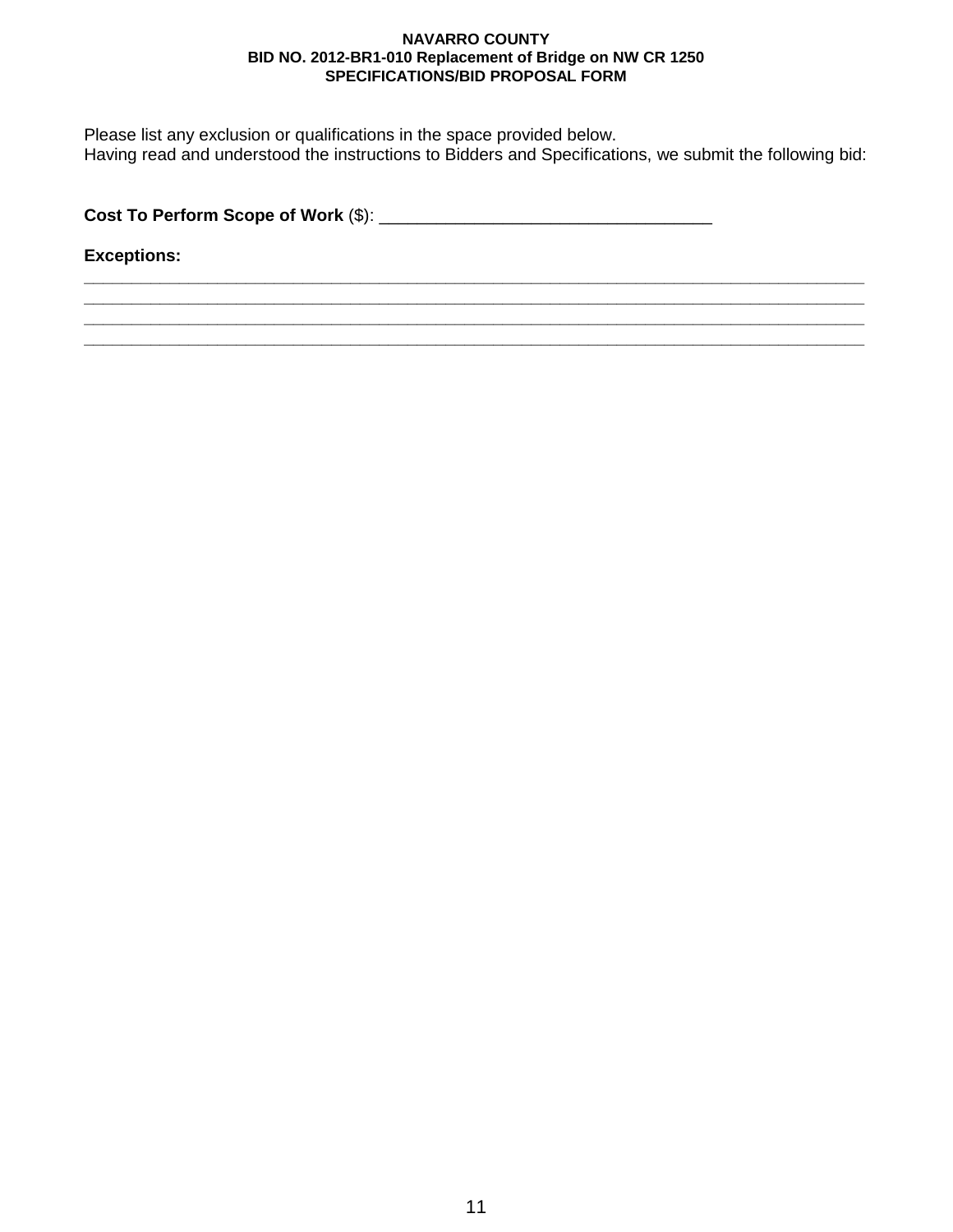**NAVARRO COUNTY**
**BID NO. 2012-BR1-010 Replacement of Bridge on NW CR 1250**
**SPECIFICATIONS/BID PROPOSAL FORM**

Please list any exclusion or qualifications in the space provided below.
Having read and understood the instructions to Bidders and Specifications, we submit the following bid:

**Cost To Perform Scope of Work** ($): ___________________________________

**Exceptions:**

_______________________________________________________________________________________
_______________________________________________________________________________________
_______________________________________________________________________________________
_______________________________________________________________________________________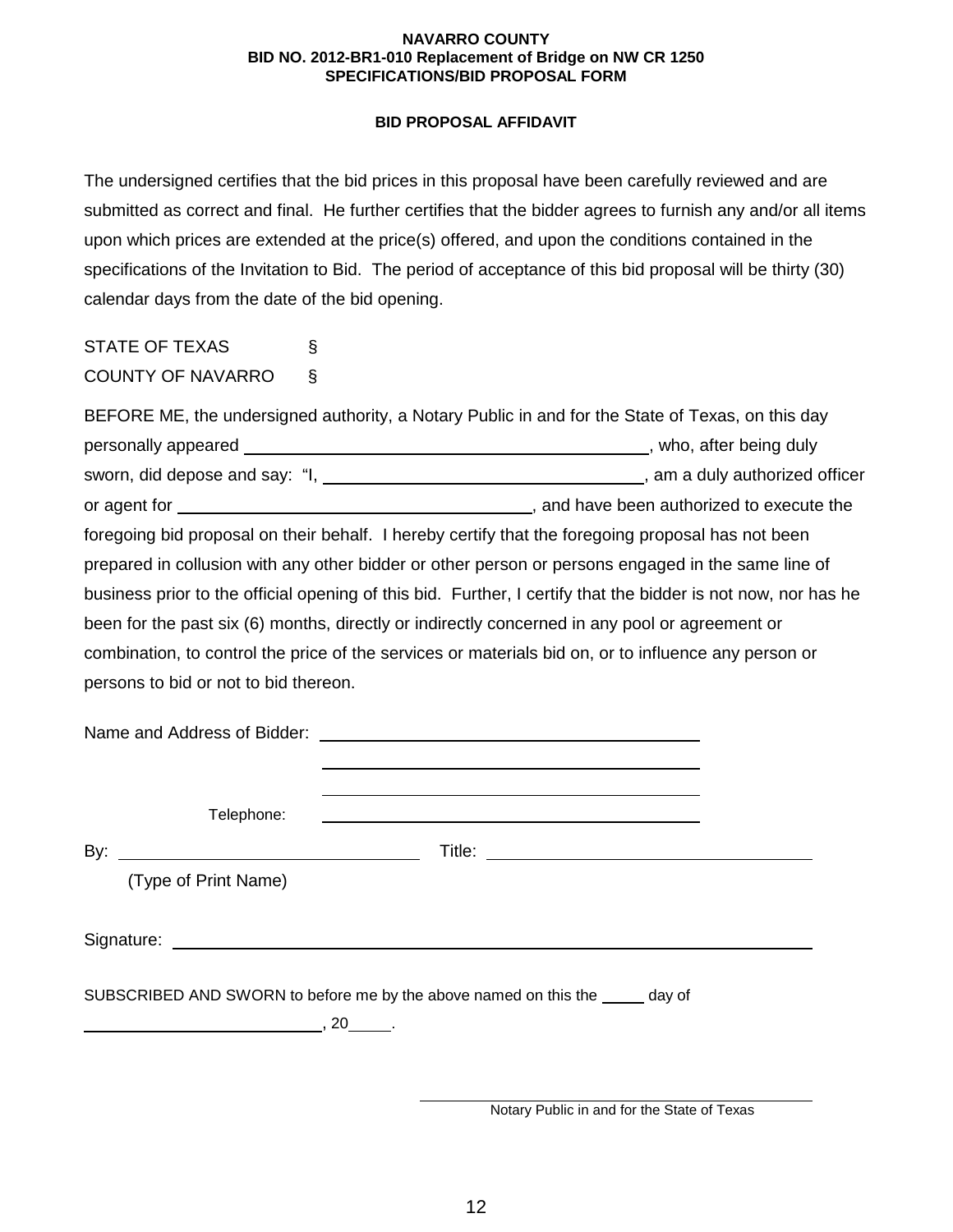**NAVARRO COUNTY**
**BID NO. 2012-BR1-010 Replacement of Bridge on NW CR 1250**
**SPECIFICATIONS/BID PROPOSAL FORM**

**BID PROPOSAL AFFIDAVIT**

The undersigned certifies that the bid prices in this proposal have been carefully reviewed and are submitted as correct and final. He further certifies that the bidder agrees to furnish any and/or all items upon which prices are extended at the price(s) offered, and upon the conditions contained in the specifications of the Invitation to Bid. The period of acceptance of this bid proposal will be thirty (30) calendar days from the date of the bid opening.

STATE OF TEXAS §
COUNTY OF NAVARRO §

BEFORE ME, the undersigned authority, a Notary Public in and for the State of Texas, on this day personally appeared ________________________________________, who, after being duly sworn, did depose and say: "I, ________________________________, am a duly authorized officer or agent for ____________________________________, and have been authorized to execute the foregoing bid proposal on their behalf. I hereby certify that the foregoing proposal has not been prepared in collusion with any other bidder or other person or persons engaged in the same line of business prior to the official opening of this bid. Further, I certify that the bidder is not now, nor has he been for the past six (6) months, directly or indirectly concerned in any pool or agreement or combination, to control the price of the services or materials bid on, or to influence any person or persons to bid or not to bid thereon.

Name and Address of Bidder: ________________________________________

________________________________________

________________________________________

Telephone: ________________________________________

By: ________________________________ Title: ________________________________

(Type of Print Name)

Signature: ________________________________________________________________

SUBSCRIBED AND SWORN to before me by the above named on this the _____ day of

__________________________, 20_____.

________________________________________
Notary Public in and for the State of Texas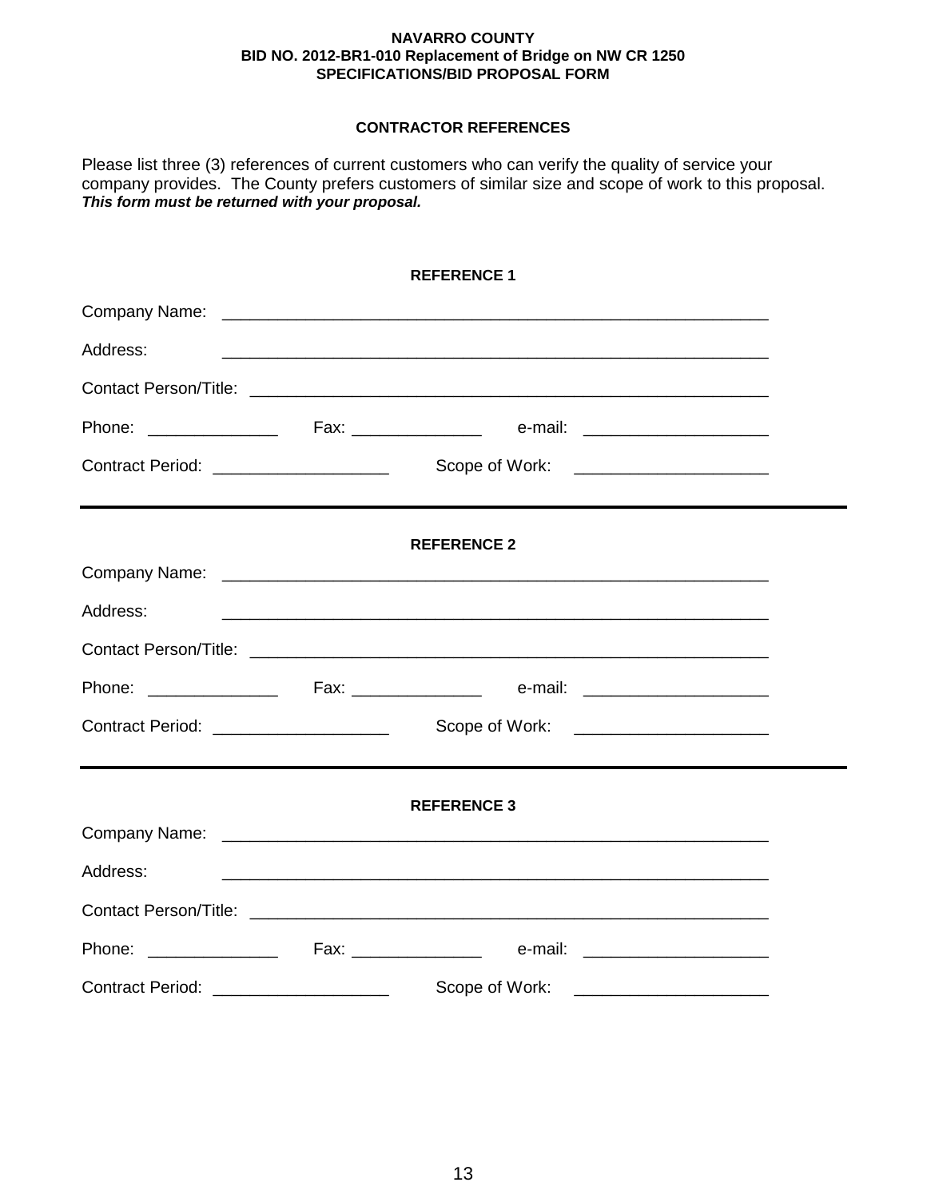**NAVARRO COUNTY**
**BID NO. 2012-BR1-010 Replacement of Bridge on NW CR 1250**
**SPECIFICATIONS/BID PROPOSAL FORM**

## CONTRACTOR REFERENCES

Please list three (3) references of current customers who can verify the quality of service your company provides. The County prefers customers of similar size and scope of work to this proposal. ***This form must be returned with your proposal.***

### REFERENCE 1

Company Name: ____________________________________________________________

Address: ____________________________________________________________

Contact Person/Title: ____________________________________________________________

Phone: ______________ Fax: ______________ e-mail: ____________________

Contract Period: __________________ Scope of Work: ____________________

---

### REFERENCE 2

Company Name: ____________________________________________________________

Address: ____________________________________________________________

Contact Person/Title: ____________________________________________________________

Phone: ______________ Fax: ______________ e-mail: ____________________

Contract Period: __________________ Scope of Work: ____________________

---

### REFERENCE 3

Company Name: ____________________________________________________________

Address: ____________________________________________________________

Contact Person/Title: ____________________________________________________________

Phone: ______________ Fax: ______________ e-mail: ____________________

Contract Period: __________________ Scope of Work: ____________________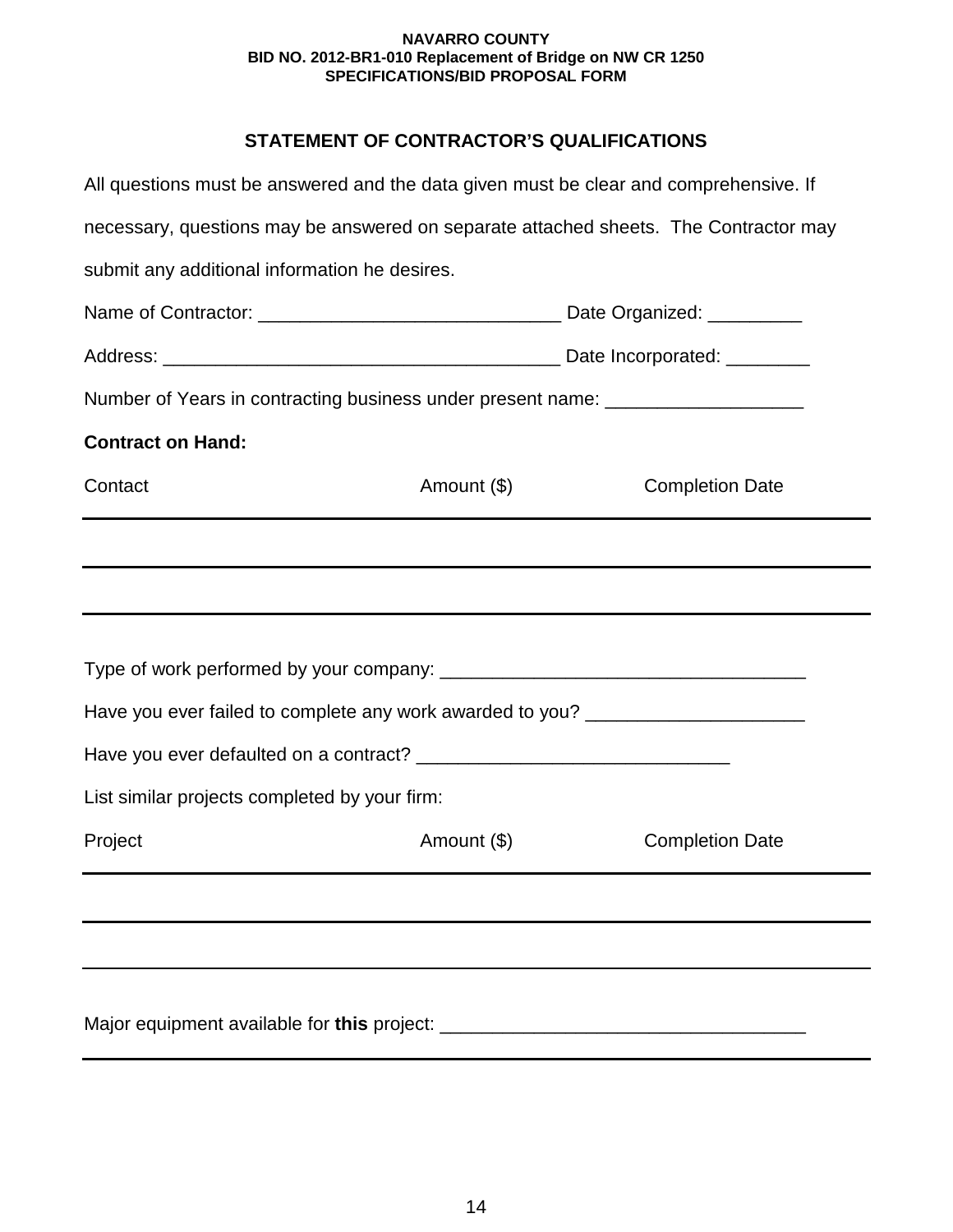NAVARRO COUNTY
BID NO. 2012-BR1-010 Replacement of Bridge on NW CR 1250
SPECIFICATIONS/BID PROPOSAL FORM

## STATEMENT OF CONTRACTOR'S QUALIFICATIONS

All questions must be answered and the data given must be clear and comprehensive. If necessary, questions may be answered on separate attached sheets. The Contractor may submit any additional information he desires.

Name of Contractor: ______________________________ Date Organized: _________

Address: ______________________________________ Date Incorporated: ________

Number of Years in contracting business under present name: ___________________

**Contract on Hand:**

| Contact | Amount ($) | Completion Date |
|---|---|---|
| | | |
| | | |
| | | |

Type of work performed by your company: ___________________________________

Have you ever failed to complete any work awarded to you? ____________________

Have you ever defaulted on a contract? ______________________________

List similar projects completed by your firm:

| Project | Amount ($) | Completion Date |
|---|---|---|
| | | |
| | | |
| | | |

Major equipment available for **this** project: ___________________________________

_______________________________________________________________________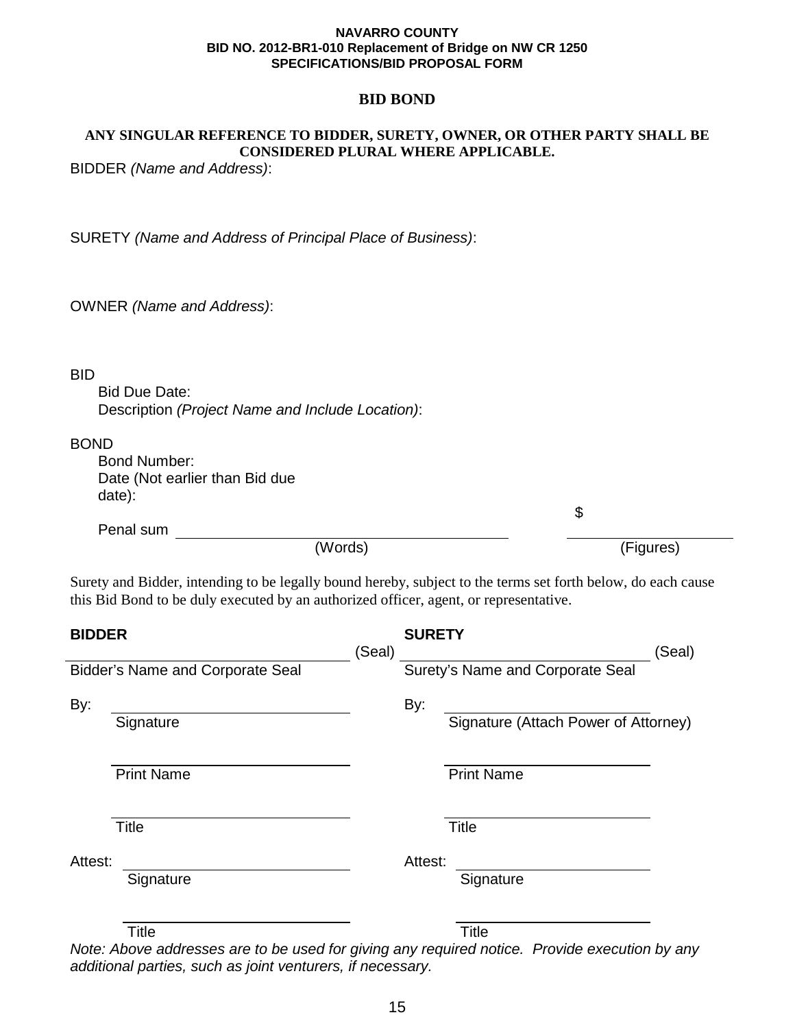**NAVARRO COUNTY**
**BID NO. 2012-BR1-010 Replacement of Bridge on NW CR 1250**
**SPECIFICATIONS/BID PROPOSAL FORM**

# BID BOND

**ANY SINGULAR REFERENCE TO BIDDER, SURETY, OWNER, OR OTHER PARTY SHALL BE CONSIDERED PLURAL WHERE APPLICABLE.**

BIDDER *(Name and Address)*:

SURETY *(Name and Address of Principal Place of Business)*:

OWNER *(Name and Address)*:

BID

Bid Due Date:

Description *(Project Name and Include Location)*:

BOND

Bond Number:

Date (Not earlier than Bid due date):

Penal sum ______________________________ (Words) $______________ (Figures)

Surety and Bidder, intending to be legally bound hereby, subject to the terms set forth below, do each cause this Bid Bond to be duly executed by an authorized officer, agent, or representative.

| **BIDDER** | **SURETY** |
|---|---|
| ______________________________ (Seal) | ______________________________ (Seal) |
| Bidder's Name and Corporate Seal | Surety's Name and Corporate Seal |
| By: ______________________________ | By: ______________________________ |
| Signature | Signature (Attach Power of Attorney) |
| ______________________________ | ______________________________ |
| Print Name | Print Name |
| ______________________________ | ______________________________ |
| Title | Title |
| Attest: ______________________________ | Attest: ______________________________ |
| Signature | Signature |
| ______________________________ | ______________________________ |
| Title | Title |

*Note: Above addresses are to be used for giving any required notice. Provide execution by any additional parties, such as joint venturers, if necessary.*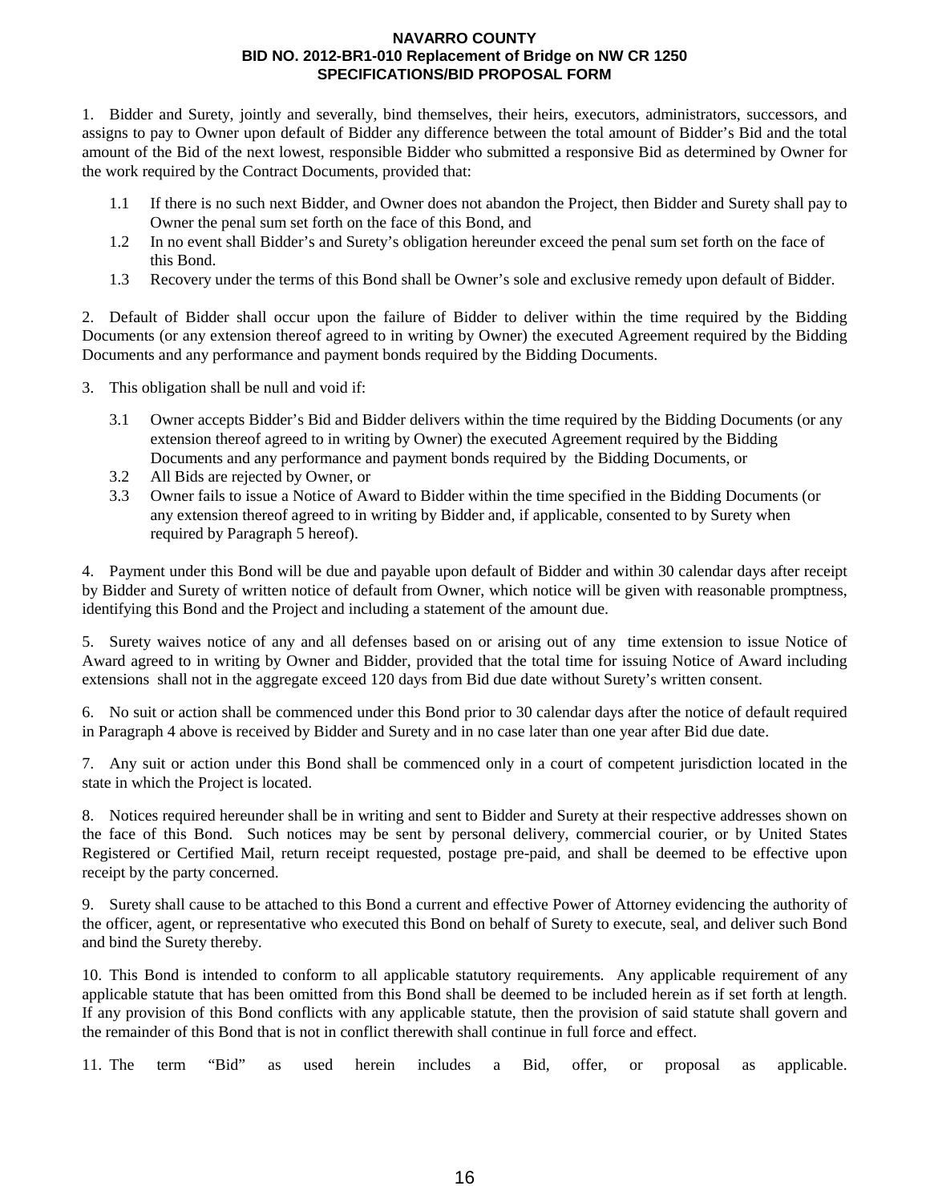1. Bidder and Surety, jointly and severally, bind themselves, their heirs, executors, administrators, successors, and assigns to pay to Owner upon default of Bidder any difference between the total amount of Bidder's Bid and the total amount of the Bid of the next lowest, responsible Bidder who submitted a responsive Bid as determined by Owner for the work required by the Contract Documents, provided that:

   1.1 If there is no such next Bidder, and Owner does not abandon the Project, then Bidder and Surety shall pay to Owner the penal sum set forth on the face of this Bond, and
   1.2 In no event shall Bidder's and Surety's obligation hereunder exceed the penal sum set forth on the face of this Bond.
   1.3 Recovery under the terms of this Bond shall be Owner's sole and exclusive remedy upon default of Bidder.

2. Default of Bidder shall occur upon the failure of Bidder to deliver within the time required by the Bidding Documents (or any extension thereof agreed to in writing by Owner) the executed Agreement required by the Bidding Documents and any performance and payment bonds required by the Bidding Documents.

3. This obligation shall be null and void if:

   3.1 Owner accepts Bidder's Bid and Bidder delivers within the time required by the Bidding Documents (or any extension thereof agreed to in writing by Owner) the executed Agreement required by the Bidding Documents and any performance and payment bonds required by the Bidding Documents, or
   3.2 All Bids are rejected by Owner, or
   3.3 Owner fails to issue a Notice of Award to Bidder within the time specified in the Bidding Documents (or any extension thereof agreed to in writing by Bidder and, if applicable, consented to by Surety when required by Paragraph 5 hereof).

4. Payment under this Bond will be due and payable upon default of Bidder and within 30 calendar days after receipt by Bidder and Surety of written notice of default from Owner, which notice will be given with reasonable promptness, identifying this Bond and the Project and including a statement of the amount due.

5. Surety waives notice of any and all defenses based on or arising out of any time extension to issue Notice of Award agreed to in writing by Owner and Bidder, provided that the total time for issuing Notice of Award including extensions shall not in the aggregate exceed 120 days from Bid due date without Surety's written consent.

6. No suit or action shall be commenced under this Bond prior to 30 calendar days after the notice of default required in Paragraph 4 above is received by Bidder and Surety and in no case later than one year after Bid due date.

7. Any suit or action under this Bond shall be commenced only in a court of competent jurisdiction located in the state in which the Project is located.

8. Notices required hereunder shall be in writing and sent to Bidder and Surety at their respective addresses shown on the face of this Bond. Such notices may be sent by personal delivery, commercial courier, or by United States Registered or Certified Mail, return receipt requested, postage pre-paid, and shall be deemed to be effective upon receipt by the party concerned.

9. Surety shall cause to be attached to this Bond a current and effective Power of Attorney evidencing the authority of the officer, agent, or representative who executed this Bond on behalf of Surety to execute, seal, and deliver such Bond and bind the Surety thereby.

10. This Bond is intended to conform to all applicable statutory requirements. Any applicable requirement of any applicable statute that has been omitted from this Bond shall be deemed to be included herein as if set forth at length. If any provision of this Bond conflicts with any applicable statute, then the provision of said statute shall govern and the remainder of this Bond that is not in conflict therewith shall continue in full force and effect.

11. The term "Bid" as used herein includes a Bid, offer, or proposal as applicable.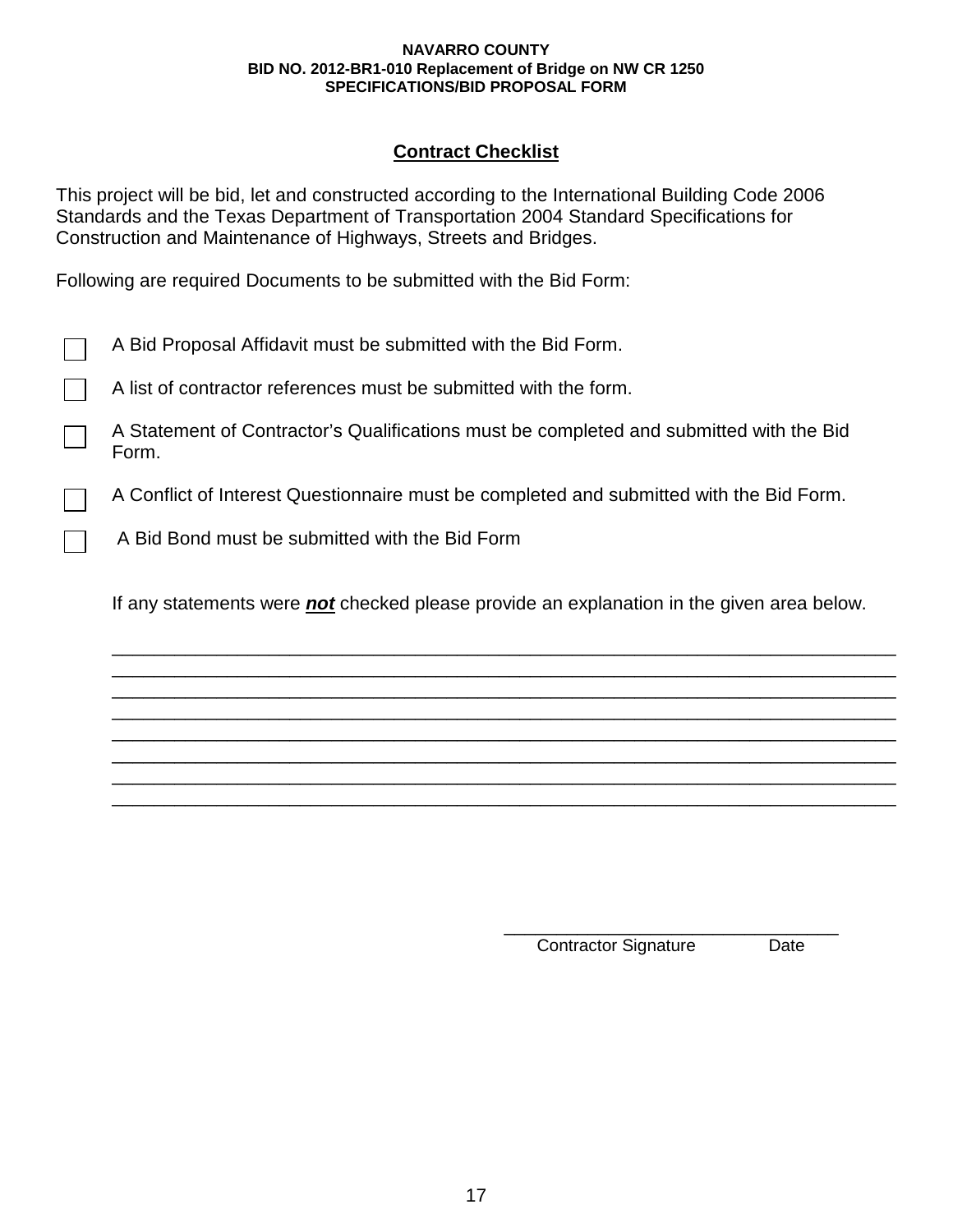**NAVARRO COUNTY**
**BID NO. 2012-BR1-010 Replacement of Bridge on NW CR 1250**
**SPECIFICATIONS/BID PROPOSAL FORM**

## Contract Checklist

This project will be bid, let and constructed according to the International Building Code 2006 Standards and the Texas Department of Transportation 2004 Standard Specifications for Construction and Maintenance of Highways, Streets and Bridges.

Following are required Documents to be submitted with the Bid Form:

- ☐ A Bid Proposal Affidavit must be submitted with the Bid Form.
- ☐ A list of contractor references must be submitted with the form.
- ☐ A Statement of Contractor's Qualifications must be completed and submitted with the Bid Form.
- ☐ A Conflict of Interest Questionnaire must be completed and submitted with the Bid Form.
- ☐ A Bid Bond must be submitted with the Bid Form

If any statements were ***not*** checked please provide an explanation in the given area below.

_______________________________________________________________________________
_______________________________________________________________________________
_______________________________________________________________________________
_______________________________________________________________________________
_______________________________________________________________________________
_______________________________________________________________________________
_______________________________________________________________________________
_______________________________________________________________________________

___________________________________
Contractor Signature Date